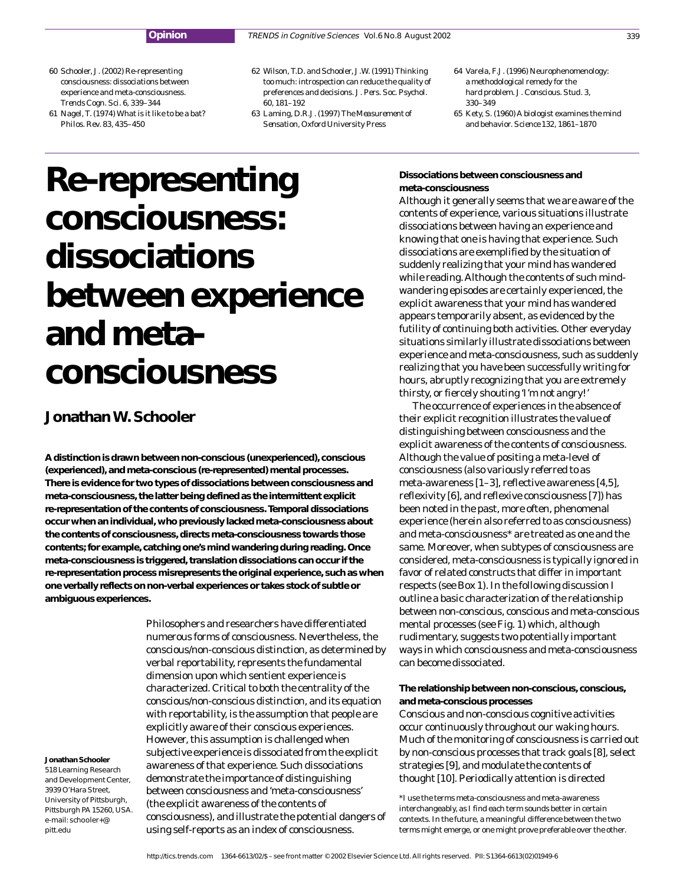60 Schooler, J. (2002) Re-representing consciousness: dissociations between experience and meta-consciousness. *Trends Cogn. Sci.* 6, 339–344

61 Nagel, T. (1974) What is it like to be a bat? *Philos. Rev.* 83, 435–450

62 Wilson, T.D. and Schooler, J.W. (1991) Thinking too much: introspection can reduce the quality of preferences and decisions. *J. Pers. Soc. Psychol.* 60, 181–192

63 Laming, D.R.J. (1997) *The Measurement of Sensation*, Oxford University Press

64 Varela, F.J. (1996) Neurophenomenology: a methodological remedy for the hard problem. *J. Conscious. Stud.* 3, 330–349

65 Kety, S. (1960) A biologist examines the mind and behavior. *Science* 132, 1861–1870

# Re-representing consciousness: dissociations between experience and meta-consciousness

## Jonathan W. Schooler

**A distinction is drawn between non-conscious (unexperienced), conscious (experienced), and meta-conscious (re-represented) mental processes. There is evidence for two types of dissociations between consciousness and meta-consciousness, the latter being defined as the intermittent explicit re-representation of the contents of consciousness. Temporal dissociations occur when an individual, who previously lacked meta-consciousness about the contents of consciousness, directs meta-consciousness towards those contents; for example, catching one's mind wandering during reading. Once meta-consciousness is triggered, translation dissociations can occur if the re-representation process misrepresents the original experience, such as when one verbally reflects on non-verbal experiences or takes stock of subtle or ambiguous experiences.**

Philosophers and researchers have differentiated numerous forms of consciousness. Nevertheless, the conscious/non-conscious distinction, as determined by verbal reportability, represents the fundamental dimension upon which sentient experience is characterized. Critical to both the centrality of the conscious/non-conscious distinction, and its equation with reportability, is the assumption that people are explicitly aware of their conscious experiences. However, this assumption is challenged when subjective experience is dissociated from the explicit awareness of that experience. Such dissociations demonstrate the importance of distinguishing between consciousness and 'meta-consciousness' (the explicit awareness of the contents of consciousness), and illustrate the potential dangers of using self-reports as an index of consciousness.

**Jonathan Schooler**
518 Learning Research and Development Center, 3939 O'Hara Street, University of Pittsburgh, Pittsburgh PA 15260, USA.
e-mail: schooler+@pitt.edu

### Dissociations between consciousness and meta-consciousness

Although it generally seems that we are aware of the contents of experience, various situations illustrate dissociations between having an experience and knowing that one is having that experience. Such dissociations are exemplified by the situation of suddenly realizing that your mind has wandered while reading. Although the contents of such mind-wandering episodes are certainly experienced, the explicit awareness that your mind has wandered appears temporarily absent, as evidenced by the futility of continuing both activities. Other everyday situations similarly illustrate dissociations between experience and meta-consciousness, such as suddenly realizing that you have been successfully writing for hours, abruptly recognizing that you are extremely thirsty, or fiercely shouting 'I'm not angry!'

The occurrence of experiences in the absence of their explicit recognition illustrates the value of distinguishing between consciousness and the explicit awareness of the contents of consciousness. Although the value of positing a meta-level of consciousness (also variously referred to as meta-awareness [1–3], reflective awareness [4,5], reflexivity [6], and reflexive consciousness [7]) has been noted in the past, more often, phenomenal experience (herein also referred to as consciousness) and meta-consciousness* are treated as one and the same. Moreover, when subtypes of consciousness are considered, meta-consciousness is typically ignored in favor of related constructs that differ in important respects (see Box 1). In the following discussion I outline a basic characterization of the relationship between non-conscious, conscious and meta-conscious mental processes (see Fig. 1) which, although rudimentary, suggests two potentially important ways in which consciousness and meta-consciousness can become dissociated.

### The relationship between non-conscious, conscious, and meta-conscious processes

Conscious and non-conscious cognitive activities occur continuously throughout our waking hours. Much of the monitoring of consciousness is carried out by non-conscious processes that track goals [8], select strategies [9], and modulate the contents of thought [10]. Periodically attention is directed

*I use the terms meta-consciousness and meta-awareness interchangeably, as I find each term sounds better in certain contexts. In the future, a meaningful difference between the two terms might emerge, or one might prove preferable over the other.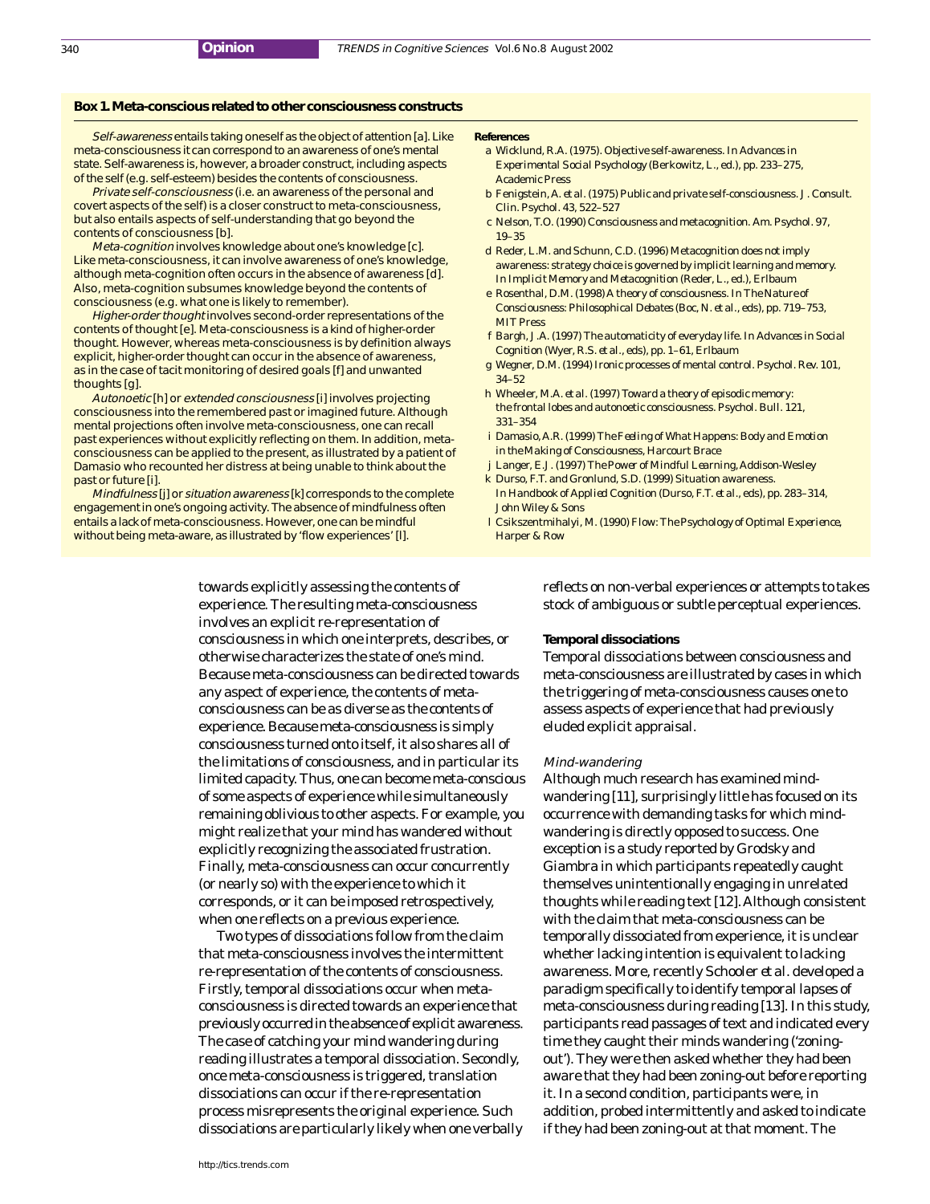**Box 1. Meta-conscious related to other consciousness constructs**

*Self-awareness* entails taking oneself as the object of attention [a]. Like meta-consciousness it can correspond to an awareness of one's mental state. Self-awareness is, however, a broader construct, including aspects of the self (e.g. self-esteem) besides the contents of consciousness.

*Private self-consciousness* (i.e. an awareness of the personal and covert aspects of the self) is a closer construct to meta-consciousness, but also entails aspects of self-understanding that go beyond the contents of consciousness [b].

*Meta-cognition* involves knowledge about one's knowledge [c]. Like meta-consciousness, it can involve awareness of one's knowledge, although meta-cognition often occurs in the absence of awareness [d]. Also, meta-cognition subsumes knowledge beyond the contents of consciousness (e.g. what one is likely to remember).

*Higher-order thought* involves second-order representations of the contents of thought [e]. Meta-consciousness is a kind of higher-order thought. However, whereas meta-consciousness is by definition always explicit, higher-order thought can occur in the absence of awareness, as in the case of tacit monitoring of desired goals [f] and unwanted thoughts [g].

*Autonoetic* [h] or *extended consciousness* [i] involves projecting consciousness into the remembered past or imagined future. Although mental projections often involve meta-consciousness, one can recall past experiences without explicitly reflecting on them. In addition, meta-consciousness can be applied to the present, as illustrated by a patient of Damasio who recounted her distress at being unable to think about the past or future [i].

*Mindfulness* [j] or *situation awareness* [k] corresponds to the complete engagement in one's ongoing activity. The absence of mindfulness often entails a lack of meta-consciousness. However, one can be mindful without being meta-aware, as illustrated by 'flow experiences' [l].

**References**

a Wicklund, R.A. (1975). Objective self-awareness. In *Advances in Experimental Social Psychology* (Berkowitz, L., ed.), pp. 233–275, Academic Press

b Fenigstein, A. *et al.* (1975) Public and private self-consciousness. *J. Consult. Clin. Psychol.* 43, 522–527

c Nelson, T.O. (1990) Consciousness and metacognition. *Am. Psychol.* 97, 19–35

d Reder, L.M. and Schunn, C.D. (1996) Metacognition does not imply awareness: strategy choice is governed by implicit learning and memory. In *Implicit Memory and Metacognition* (Reder, L., ed.), Erlbaum

e Rosenthal, D.M. (1998) A theory of consciousness. In *The Nature of Consciousness: Philosophical Debates* (Boc, N. *et al.*, eds), pp. 719–753, MIT Press

f Bargh, J.A. (1997) The automaticity of everyday life. In *Advances in Social Cognition* (Wyer, R.S. *et al.*, eds), pp. 1–61, Erlbaum

g Wegner, D.M. (1994) Ironic processes of mental control. *Psychol. Rev.* 101, 34–52

h Wheeler, M.A. *et al.* (1997) Toward a theory of episodic memory: the frontal lobes and autonoetic consciousness. *Psychol. Bull.* 121, 331–354

i Damasio, A.R. (1999) *The Feeling of What Happens: Body and Emotion in the Making of Consciousness*, Harcourt Brace

j Langer, E.J. (1997) *The Power of Mindful Learning*, Addison-Wesley

k Durso, F.T. and Gronlund, S.D. (1999) Situation awareness. In *Handbook of Applied Cognition* (Durso, F.T. *et al.*, eds), pp. 283–314, John Wiley & Sons

l Csikszentmihalyi, M. (1990) *Flow: The Psychology of Optimal Experience*, Harper & Row

towards explicitly assessing the contents of experience. The resulting meta-consciousness involves an explicit re-representation of consciousness in which one interprets, describes, or otherwise characterizes the state of one's mind. Because meta-consciousness can be directed towards any aspect of experience, the contents of meta-consciousness can be as diverse as the contents of experience. Because meta-consciousness is simply consciousness turned onto itself, it also shares all of the limitations of consciousness, and in particular its limited capacity. Thus, one can become meta-conscious of some aspects of experience while simultaneously remaining oblivious to other aspects. For example, you might realize that your mind has wandered without explicitly recognizing the associated frustration. Finally, meta-consciousness can occur concurrently (or nearly so) with the experience to which it corresponds, or it can be imposed retrospectively, when one reflects on a previous experience.

Two types of dissociations follow from the claim that meta-consciousness involves the intermittent re-representation of the contents of consciousness. Firstly, temporal dissociations occur when meta-consciousness is directed towards an experience that previously occurred in the absence of explicit awareness. The case of catching your mind wandering during reading illustrates a temporal dissociation. Secondly, once meta-consciousness is triggered, translation dissociations can occur if the re-representation process misrepresents the original experience. Such dissociations are particularly likely when one verbally reflects on non-verbal experiences or attempts to takes stock of ambiguous or subtle perceptual experiences.

### Temporal dissociations

Temporal dissociations between consciousness and meta-consciousness are illustrated by cases in which the triggering of meta-consciousness causes one to assess aspects of experience that had previously eluded explicit appraisal.

#### *Mind-wandering*

Although much research has examined mind-wandering [11], surprisingly little has focused on its occurrence with demanding tasks for which mind-wandering is directly opposed to success. One exception is a study reported by Grodsky and Giambra in which participants repeatedly caught themselves unintentionally engaging in unrelated thoughts while reading text [12]. Although consistent with the claim that meta-consciousness can be temporally dissociated from experience, it is unclear whether lacking intention is equivalent to lacking awareness. More, recently Schooler *et al.* developed a paradigm specifically to identify temporal lapses of meta-consciousness during reading [13]. In this study, participants read passages of text and indicated every time they caught their minds wandering ('zoning-out'). They were then asked whether they had been aware that they had been zoning-out before reporting it. In a second condition, participants were, in addition, probed intermittently and asked to indicate if they had been zoning-out at that moment. The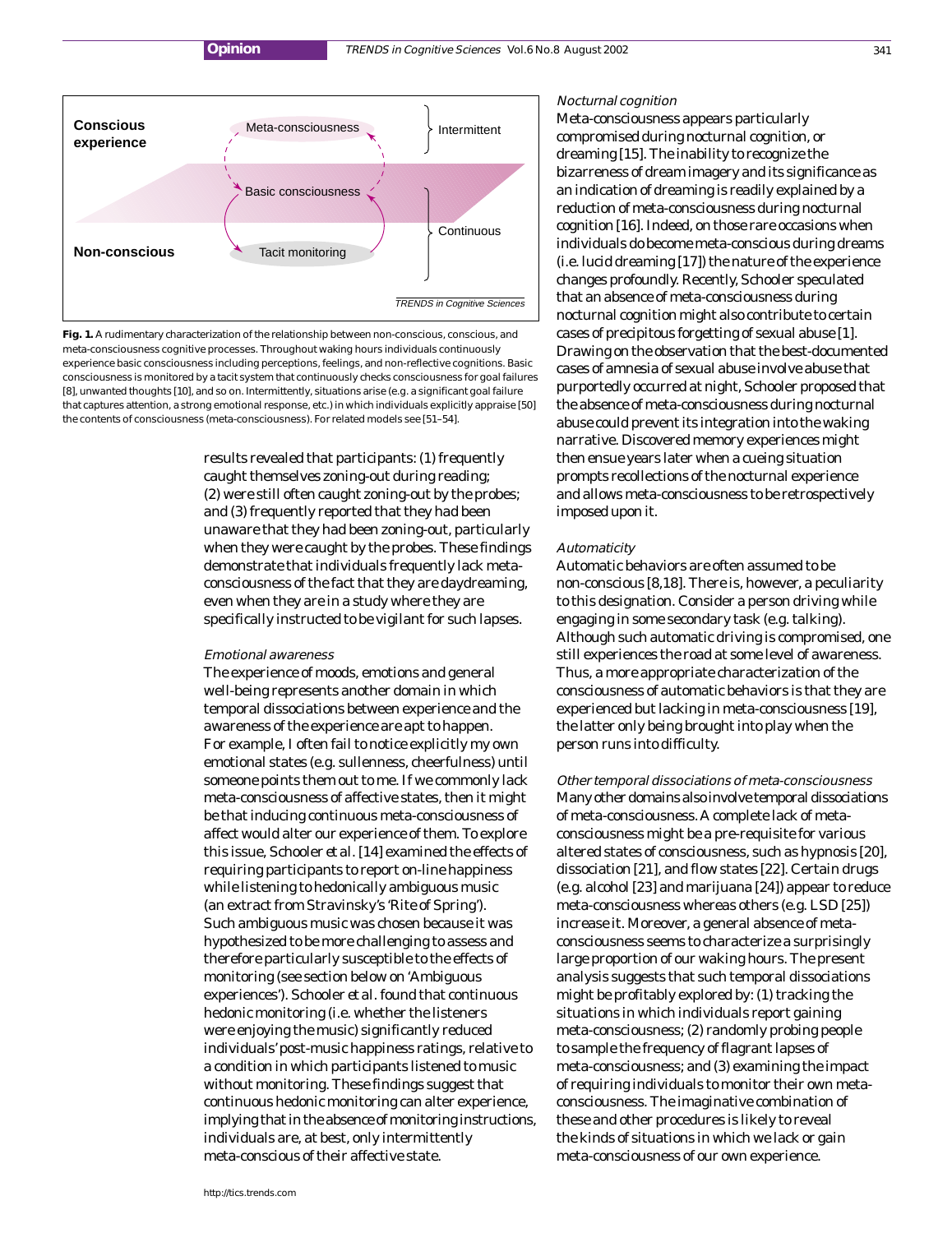Conscious experience

Meta-consciousness

Intermittent

Basic consciousness

Continuous

Non-conscious

Tacit monitoring

TRENDS in Cognitive Sciences

**Fig. 1.** A rudimentary characterization of the relationship between non-conscious, conscious, and meta-consciousness cognitive processes. Throughout waking hours individuals continuously experience basic consciousness including perceptions, feelings, and non-reflective cognitions. Basic consciousness is monitored by a tacit system that continuously checks consciousness for goal failures [8], unwanted thoughts [10], and so on. Intermittently, situations arise (e.g. a significant goal failure that captures attention, a strong emotional response, etc.) in which individuals explicitly appraise [50] the contents of consciousness (meta-consciousness). For related models see [51–54].

results revealed that participants: (1) frequently caught themselves zoning-out during reading; (2) were still often caught zoning-out by the probes; and (3) frequently reported that they had been unaware that they had been zoning-out, particularly when they were caught by the probes. These findings demonstrate that individuals frequently lack meta-consciousness of the fact that they are daydreaming, even when they are in a study where they are specifically instructed to be vigilant for such lapses.

*Emotional awareness*

The experience of moods, emotions and general well-being represents another domain in which temporal dissociations between experience and the awareness of the experience are apt to happen. For example, I often fail to notice explicitly my own emotional states (e.g. sullenness, cheerfulness) until someone points them out to me. If we commonly lack meta-consciousness of affective states, then it might be that inducing continuous meta-consciousness of affect would alter our experience of them. To explore this issue, Schooler *et al.* [14] examined the effects of requiring participants to report on-line happiness while listening to hedonically ambiguous music (an extract from Stravinsky's 'Rite of Spring'). Such ambiguous music was chosen because it was hypothesized to be more challenging to assess and therefore particularly susceptible to the effects of monitoring (see section below on 'Ambiguous experiences'). Schooler *et al.* found that continuous hedonic monitoring (i.e. whether the listeners were enjoying the music) significantly reduced individuals' post-music happiness ratings, relative to a condition in which participants listened to music without monitoring. These findings suggest that continuous hedonic monitoring can alter experience, implying that in the absence of monitoring instructions, individuals are, at best, only intermittently meta-conscious of their affective state.

*Nocturnal cognition*

Meta-consciousness appears particularly compromised during nocturnal cognition, or dreaming [15]. The inability to recognize the bizarreness of dream imagery and its significance as an indication of dreaming is readily explained by a reduction of meta-consciousness during nocturnal cognition [16]. Indeed, on those rare occasions when individuals do become meta-conscious during dreams (i.e. lucid dreaming [17]) the nature of the experience changes profoundly. Recently, Schooler speculated that an absence of meta-consciousness during nocturnal cognition might also contribute to certain cases of precipitous forgetting of sexual abuse [1]. Drawing on the observation that the best-documented cases of amnesia of sexual abuse involve abuse that purportedly occurred at night, Schooler proposed that the absence of meta-consciousness during nocturnal abuse could prevent its integration into the waking narrative. Discovered memory experiences might then ensue years later when a cueing situation prompts recollections of the nocturnal experience and allows meta-consciousness to be retrospectively imposed upon it.

*Automaticity*

Automatic behaviors are often assumed to be non-conscious [8,18]. There is, however, a peculiarity to this designation. Consider a person driving while engaging in some secondary task (e.g. talking). Although such automatic driving is compromised, one still experiences the road at some level of awareness. Thus, a more appropriate characterization of the consciousness of automatic behaviors is that they are experienced but lacking in meta-consciousness [19], the latter only being brought into play when the person runs into difficulty.

*Other temporal dissociations of meta-consciousness*

Many other domains also involve temporal dissociations of meta-consciousness. A complete lack of meta-consciousness might be a pre-requisite for various altered states of consciousness, such as hypnosis [20], dissociation [21], and flow states [22]. Certain drugs (e.g. alcohol [23] and marijuana [24]) appear to reduce meta-consciousness whereas others (e.g. LSD [25]) increase it. Moreover, a general absence of meta-consciousness seems to characterize a surprisingly large proportion of our waking hours. The present analysis suggests that such temporal dissociations might be profitably explored by: (1) tracking the situations in which individuals report gaining meta-consciousness; (2) randomly probing people to sample the frequency of flagrant lapses of meta-consciousness; and (3) examining the impact of requiring individuals to monitor their own meta-consciousness. The imaginative combination of these and other procedures is likely to reveal the kinds of situations in which we lack or gain meta-consciousness of our own experience.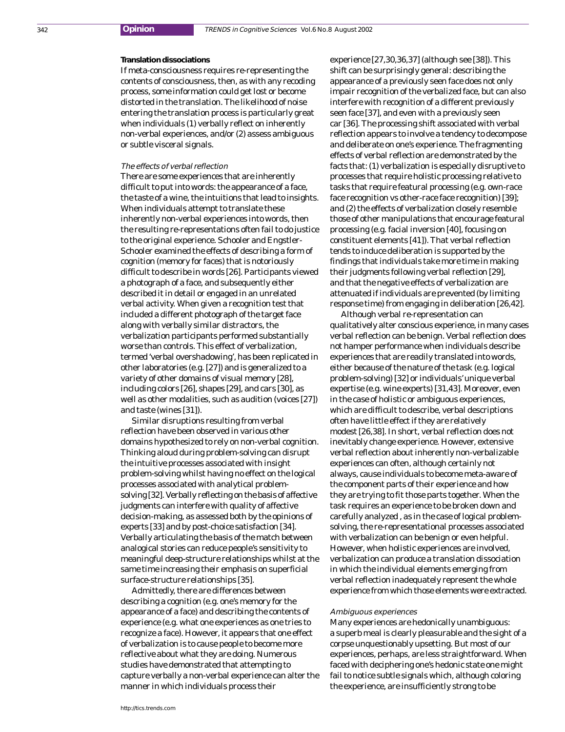### Translation dissociations

If meta-consciousness requires re-representing the contents of consciousness, then, as with any recoding process, some information could get lost or become distorted in the translation. The likelihood of noise entering the translation process is particularly great when individuals (1) verbally reflect on inherently non-verbal experiences, and/or (2) assess ambiguous or subtle visceral signals.

#### *The effects of verbal reflection*

There are some experiences that are inherently difficult to put into words: the appearance of a face, the taste of a wine, the intuitions that lead to insights. When individuals attempt to translate these inherently non-verbal experiences into words, then the resulting re-representations often fail to do justice to the original experience. Schooler and Engstler-Schooler examined the effects of describing a form of cognition (memory for faces) that is notoriously difficult to describe in words [26]. Participants viewed a photograph of a face, and subsequently either described it in detail or engaged in an unrelated verbal activity. When given a recognition test that included a different photograph of the target face along with verbally similar distractors, the verbalization participants performed substantially worse than controls. This effect of verbalization, termed 'verbal overshadowing', has been replicated in other laboratories (e.g. [27]) and is generalized to a variety of other domains of visual memory [28], including colors [26], shapes [29], and cars [30], as well as other modalities, such as audition (voices [27]) and taste (wines [31]).

Similar disruptions resulting from verbal reflection have been observed in various other domains hypothesized to rely on non-verbal cognition. Thinking aloud during problem-solving can disrupt the intuitive processes associated with insight problem-solving whilst having no effect on the logical processes associated with analytical problem-solving [32]. Verbally reflecting on the basis of affective judgments can interfere with quality of affective decision-making, as assessed both by the opinions of experts [33] and by post-choice satisfaction [34]. Verbally articulating the basis of the match between analogical stories can reduce people's sensitivity to meaningful deep-structure relationships whilst at the same time increasing their emphasis on superficial surface-structure relationships [35].

Admittedly, there are differences between describing a cognition (e.g. one's memory for the appearance of a face) and describing the contents of experience (e.g. what one experiences as one tries to recognize a face). However, it appears that one effect of verbalization is to cause people to become more reflective about what they are doing. Numerous studies have demonstrated that attempting to capture verbally a non-verbal experience can alter the manner in which individuals process their experience [27,30,36,37] (although see [38]). This shift can be surprisingly general: describing the appearance of a previously seen face does not only impair recognition of the verbalized face, but can also interfere with recognition of a different previously seen face [37], and even with a previously seen car [36]. The processing shift associated with verbal reflection appears to involve a tendency to decompose and deliberate on one's experience. The fragmenting effects of verbal reflection are demonstrated by the facts that: (1) verbalization is especially disruptive to processes that require holistic processing relative to tasks that require featural processing (e.g. own-race face recognition vs other-race face recognition) [39]; and (2) the effects of verbalization closely resemble those of other manipulations that encourage featural processing (e.g. facial inversion [40], focusing on constituent elements [41]). That verbal reflection tends to induce deliberation is supported by the findings that individuals take more time in making their judgments following verbal reflection [29], and that the negative effects of verbalization are attenuated if individuals are prevented (by limiting response time) from engaging in deliberation [26,42].

Although verbal re-representation can qualitatively alter conscious experience, in many cases verbal reflection can be benign. Verbal reflection does not hamper performance when individuals describe experiences that are readily translated into words, either because of the nature of the task (e.g. logical problem-solving) [32] or individuals' unique verbal expertise (e.g. wine experts) [31,43]. Moreover, even in the case of holistic or ambiguous experiences, which are difficult to describe, verbal descriptions often have little effect if they are relatively modest [26,38]. In short, verbal reflection does not inevitably change experience. However, extensive verbal reflection about inherently non-verbalizable experiences can often, although certainly not always, cause individuals to become meta-aware of the component parts of their experience and how they are trying to fit those parts together. When the task requires an experience to be broken down and carefully analyzed , as in the case of logical problem-solving, the re-representational processes associated with verbalization can be benign or even helpful. However, when holistic experiences are involved, verbalization can produce a translation dissociation in which the individual elements emerging from verbal reflection inadequately represent the whole experience from which those elements were extracted.

#### *Ambiguous experiences*

Many experiences are hedonically unambiguous: a superb meal is clearly pleasurable and the sight of a corpse unquestionably upsetting. But most of our experiences, perhaps, are less straightforward. When faced with deciphering one's hedonic state one might fail to notice subtle signals which, although coloring the experience, are insufficiently strong to be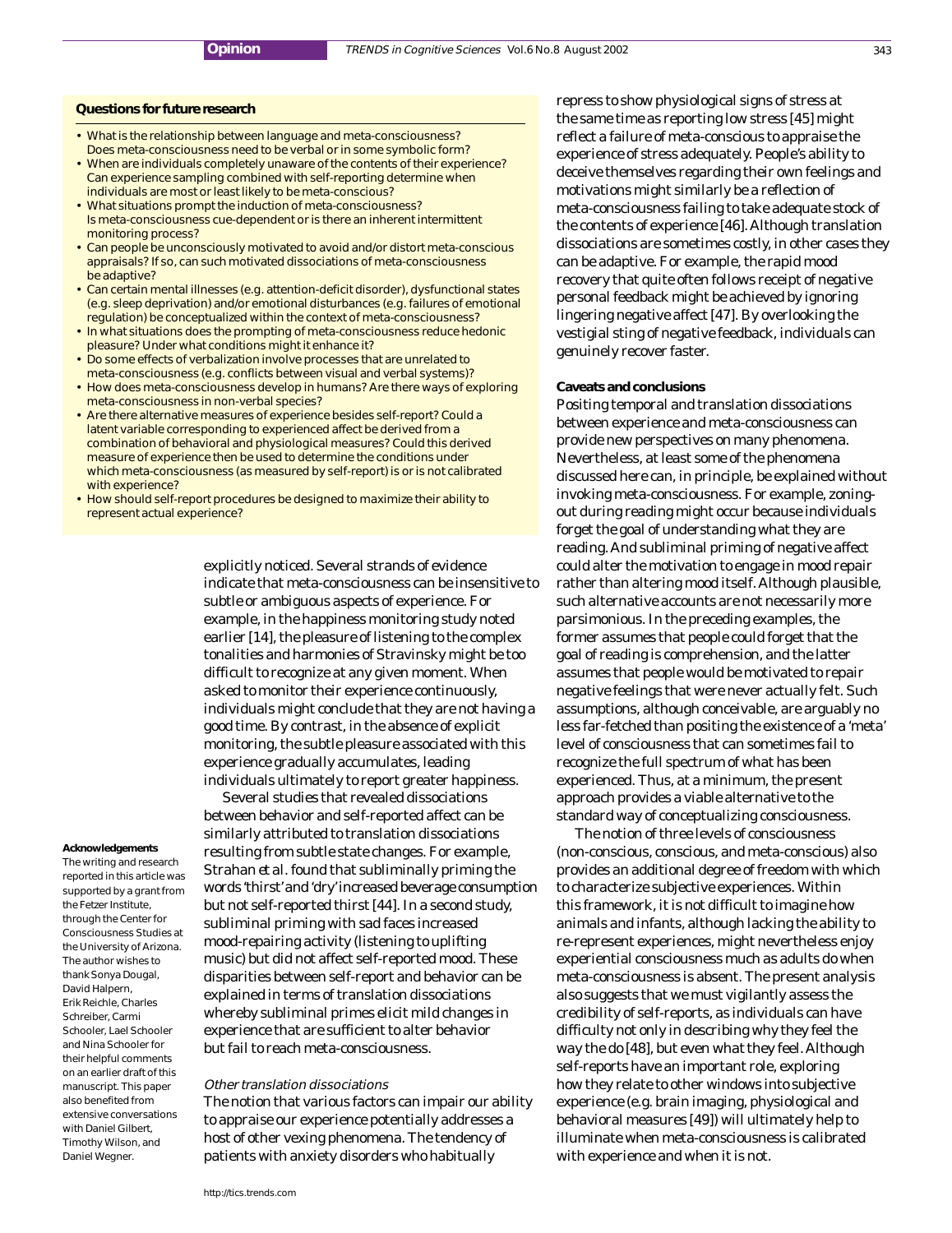## Questions for future research

- What is the relationship between language and meta-consciousness? Does meta-consciousness need to be verbal or in some symbolic form?
- When are individuals completely unaware of the contents of their experience? Can experience sampling combined with self-reporting determine when individuals are most or least likely to be meta-conscious?
- What situations prompt the induction of meta-consciousness? Is meta-consciousness cue-dependent or is there an inherent intermittent monitoring process?
- Can people be unconsciously motivated to avoid and/or distort meta-conscious appraisals? If so, can such motivated dissociations of meta-consciousness be adaptive?
- Can certain mental illnesses (e.g. attention-deficit disorder), dysfunctional states (e.g. sleep deprivation) and/or emotional disturbances (e.g. failures of emotional regulation) be conceptualized within the context of meta-consciousness?
- In what situations does the prompting of meta-consciousness reduce hedonic pleasure? Under what conditions might it enhance it?
- Do some effects of verbalization involve processes that are unrelated to meta-consciousness (e.g. conflicts between visual and verbal systems)?
- How does meta-consciousness develop in humans? Are there ways of exploring meta-consciousness in non-verbal species?
- Are there alternative measures of experience besides self-report? Could a latent variable corresponding to experienced affect be derived from a combination of behavioral and physiological measures? Could this derived measure of experience then be used to determine the conditions under which meta-consciousness (as measured by self-report) is or is not calibrated with experience?
- How should self-report procedures be designed to maximize their ability to represent actual experience?

explicitly noticed. Several strands of evidence indicate that meta-consciousness can be insensitive to subtle or ambiguous aspects of experience. For example, in the happiness monitoring study noted earlier [14], the pleasure of listening to the complex tonalities and harmonies of Stravinsky might be too difficult to recognize at any given moment. When asked to monitor their experience continuously, individuals might conclude that they are not having a good time. By contrast, in the absence of explicit monitoring, the subtle pleasure associated with this experience gradually accumulates, leading individuals ultimately to report greater happiness.

Several studies that revealed dissociations between behavior and self-reported affect can be similarly attributed to translation dissociations resulting from subtle state changes. For example, Strahan *et al.* found that subliminally priming the words 'thirst' and 'dry' increased beverage consumption but not self-reported thirst [44]. In a second study, subliminal priming with sad faces increased mood-repairing activity (listening to uplifting music) but did not affect self-reported mood. These disparities between self-report and behavior can be explained in terms of translation dissociations whereby subliminal primes elicit mild changes in experience that are sufficient to alter behavior but fail to reach meta-consciousness.

### *Other translation dissociations*

The notion that various factors can impair our ability to appraise our experience potentially addresses a host of other vexing phenomena. The tendency of patients with anxiety disorders who habitually repress to show physiological signs of stress at the same time as reporting low stress [45] might reflect a failure of meta-conscious to appraise the experience of stress adequately. People's ability to deceive themselves regarding their own feelings and motivations might similarly be a reflection of meta-consciousness failing to take adequate stock of the contents of experience [46]. Although translation dissociations are sometimes costly, in other cases they can be adaptive. For example, the rapid mood recovery that quite often follows receipt of negative personal feedback might be achieved by ignoring lingering negative affect [47]. By overlooking the vestigial sting of negative feedback, individuals can genuinely recover faster.

## Caveats and conclusions

Positing temporal and translation dissociations between experience and meta-consciousness can provide new perspectives on many phenomena. Nevertheless, at least some of the phenomena discussed here can, in principle, be explained without invoking meta-consciousness. For example, zoning-out during reading might occur because individuals forget the goal of understanding what they are reading. And subliminal priming of negative affect could alter the motivation to engage in mood repair rather than altering mood itself. Although plausible, such alternative accounts are not necessarily more parsimonious. In the preceding examples, the former assumes that people could forget that the goal of reading is comprehension, and the latter assumes that people would be motivated to repair negative feelings that were never actually felt. Such assumptions, although conceivable, are arguably no less far-fetched than positing the existence of a 'meta' level of consciousness that can sometimes fail to recognize the full spectrum of what has been experienced. Thus, at a minimum, the present approach provides a viable alternative to the standard way of conceptualizing consciousness.

The notion of three levels of consciousness (non-conscious, conscious, and meta-conscious) also provides an additional degree of freedom with which to characterize subjective experiences. Within this framework, it is not difficult to imagine how animals and infants, although lacking the ability to re-represent experiences, might nevertheless enjoy experiential consciousness much as adults do when meta-consciousness is absent. The present analysis also suggests that we must vigilantly assess the credibility of self-reports, as individuals can have difficulty not only in describing why they feel the way the do [48], but even what they feel. Although self-reports have an important role, exploring how they relate to other windows into subjective experience (e.g. brain imaging, physiological and behavioral measures [49]) will ultimately help to illuminate when meta-consciousness is calibrated with experience and when it is not.

#### Acknowledgements

The writing and research reported in this article was supported by a grant from the Fetzer Institute, through the Center for Consciousness Studies at the University of Arizona. The author wishes to thank Sonya Dougal, David Halpern, Erik Reichle, Charles Schreiber, Carmi Schooler, Lael Schooler and Nina Schooler for their helpful comments on an earlier draft of this manuscript. This paper also benefited from extensive conversations with Daniel Gilbert, Timothy Wilson, and Daniel Wegner.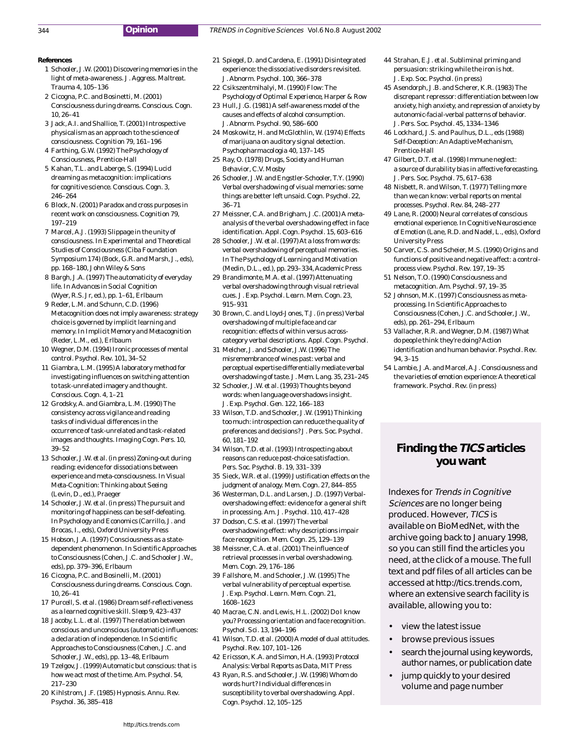## References

1 Schooler, J.W. (2001) Discovering memories in the light of meta-awareness. *J. Aggress. Maltreat. Trauma* 4, 105–136

2 Cicogna, P.C. and Bosinetti, M. (2001) Consciousness during dreams. *Conscious. Cogn.* 10, 26–41

3 Jack, A.I. and Shallice, T. (2001) Introspective physicalism as an approach to the science of consciousness. *Cognition* 79, 161–196

4 Farthing, G.W. (1992) *The Psychology of Consciousness*, Prentice-Hall

5 Kahan, T.L. and Laberge, S. (1994) Lucid dreaming as metacognition: implications for cognitive science. *Conscious. Cogn.* 3, 246–264

6 Block, N. (2001) Paradox and cross purposes in recent work on consciousness. *Cognition* 79, 197–219

7 Marcel, A.J. (1993) Slippage in the unity of consciousness. In *Experimental and Theoretical Studies of Consciousness* (Ciba Foundation Symposium 174) (Bock, G.R. and Marsh, J., eds), pp. 168–180, John Wiley & Sons

8 Bargh, J.A. (1997) The automaticity of everyday life. In *Advances in Social Cognition* (Wyer, R.S. Jr, ed.), pp. 1–61, Erlbaum

9 Reder, L.M. and Schunn, C.D. (1996) Metacognition does not imply awareness: strategy choice is governed by implicit learning and memory. In *Implicit Memory and Metacognition* (Reder, L.M., ed.), Erlbaum

10 Wegner, D.M. (1994) Ironic processes of mental control. *Psychol. Rev.* 101, 34–52

11 Giambra, L.M. (1995) A laboratory method for investigating influences on switching attention to task-unrelated imagery and thought. *Conscious. Cogn.* 4, 1–21

12 Grodsky, A. and Giambra, L.M. (1990) The consistency across vigilance and reading tasks of individual differences in the occurrence of task-unrelated and task-related images and thoughts. *Imaging Cogn. Pers.* 10, 39–52

13 Schooler, J.W. *et al.* (in press) Zoning-out during reading: evidence for dissociations between experience and meta-consciousness. In *Visual Meta-Cognition: Thinking about Seeing* (Levin, D., ed.), Praeger

14 Schooler, J.W. *et al.* (in press) The pursuit and monitoring of happiness can be self-defeating. In *Psychology and Economics* (Carrillo, J. and Brocas, I., eds), Oxford University Press

15 Hobson, J.A. (1997) Consciousness as a state-dependent phenomenon. In *Scientific Approaches to Consciousness* (Cohen, J.C. and Schooler J.W., eds), pp. 379–396, Erlbaum

16 Cicogna, P.C. and Bosinelli, M. (2001) Consciousness during dreams. *Conscious. Cogn.* 10, 26–41

17 Purcell, S. *et al.* (1986) Dream self-reflectiveness as a learned cognitive skill. *Sleep* 9, 423–437

18 Jacoby, L.L. *et al.* (1997) The relation between conscious and unconscious (automatic) influences: a declaration of independence. In *Scientific Approaches to Consciousness* (Cohen, J.C. and Schooler, J.W., eds), pp. 13–48, Erlbaum

19 Tzelgov, J. (1999) Automatic but conscious: that is how we act most of the time. *Am. Psychol.* 54, 217–230

20 Kihlstrom, J.F. (1985) Hypnosis. *Annu. Rev. Psychol.* 36, 385–418

21 Spiegel, D. and Cardena, E. (1991) Disintegrated experience: the dissociative disorders revisited. *J. Abnorm. Psychol.* 100, 366–378

22 Csikszentmihalyi, M. (1990) *Flow: The Psychology of Optimal Experience*, Harper & Row

23 Hull, J.G. (1981) A self-awareness model of the causes and effects of alcohol consumption. *J. Abnorm. Psychol.* 90, 586–600

24 Moskowitz, H. and McGlothlin, W. (1974) Effects of marijuana on auditory signal detection. *Psychopharmacologia* 40, 137–145

25 Ray, O. (1978) *Drugs, Society and Human Behavior*, C.V. Mosby

26 Schooler, J.W. and Engstler-Schooler, T.Y. (1990) Verbal overshadowing of visual memories: some things are better left unsaid. *Cogn. Psychol.* 22, 36–71

27 Meissner, C.A. and Brigham, J.C. (2001) A meta-analysis of the verbal overshadowing effect in face identification. *Appl. Cogn. Psychol.* 15, 603–616

28 Schooler, J.W. *et al.* (1997) At a loss from words: verbal overshadowing of perceptual memories. In *The Psychology of Learning and Motivation* (Medin, D.L., ed.), pp. 293–334, Academic Press

29 Brandimonte, M.A. *et al.* (1997) Attenuating verbal overshadowing through visual retrieval cues. *J. Exp. Psychol. Learn. Mem. Cogn.* 23, 915–931

30 Brown, C. and Lloyd-Jones, T.J. (in press) Verbal overshadowing of multiple face and car recognition: effects of within versus across-category verbal descriptions. *Appl. Cogn. Psychol.*

31 Melcher, J. and Schooler, J.W. (1996) The misremembrance of wines past: verbal and perceptual expertise differentially mediate verbal overshadowing of taste. *J. Mem. Lang.* 35, 231–245

32 Schooler, J.W. *et al.* (1993) Thoughts beyond words: when language overshadows insight. *J. Exp. Psychol. Gen.* 122, 166–183

33 Wilson, T.D. and Schooler, J.W. (1991) Thinking too much: introspection can reduce the quality of preferences and decisions? *J. Pers. Soc. Psychol.* 60, 181–192

34 Wilson, T.D. *et al.* (1993) Introspecting about reasons can reduce post-choice satisfaction. *Pers. Soc. Psychol. B.* 19, 331–339

35 Sieck, W.R. *et al.* (1999) Justification effects on the judgment of analogy. *Mem. Cogn.* 27, 844–855

36 Westerman, D.L. and Larsen, J.D. (1997) Verbal-overshadowing effect: evidence for a general shift in processing. *Am. J. Psychol.* 110, 417–428

37 Dodson, C.S. *et al.* (1997) The verbal overshadowing effect: why descriptions impair face recognition. *Mem. Cogn.* 25, 129–139

38 Meissner, C.A. *et al.* (2001) The influence of retrieval processes in verbal overshadowing. *Mem. Cogn.* 29, 176–186

39 Fallshore, M. and Schooler, J.W. (1995) The verbal vulnerability of perceptual expertise. *J. Exp. Psychol. Learn. Mem. Cogn.* 21, 1608–1623

40 Macrae, C.N. and Lewis, H.L. (2002) Do I know you? Processing orientation and face recognition. *Psychol. Sci.* 13, 194–196

41 Wilson, T.D. *et al.* (2000) A model of dual attitudes. *Psychol. Rev.* 107, 101–126

42 Ericsson, K.A. and Simon, H.A. (1993) *Protocol Analysis: Verbal Reports as Data*, MIT Press

43 Ryan, R.S. and Schooler, J.W. (1998) Whom do words hurt? Individual differences in susceptibility to verbal overshadowing. *Appl. Cogn. Psychol.* 12, 105–125

44 Strahan, E.J. *et al.* Subliminal priming and persuasion: striking while the iron is hot. *J. Exp. Soc. Psychol.* (in press)

45 Asendorph, J.B. and Scherer, K.R. (1983) The discrepant repressor: differentiation between low anxiety, high anxiety, and repression of anxiety by autonomic-facial-verbal patterns of behavior. *J. Pers. Soc. Psychol.* 45, 1334–1346

46 Lockhard, J.S. and Paulhus, D.L., eds (1988) *Self-Deception: An Adaptive Mechanism*, Prentice-Hall

47 Gilbert, D.T. *et al.* (1998) Immune neglect: a source of durability bias in affective forecasting. *J. Pers. Soc. Psychol.* 75, 617–638

48 Nisbett, R. and Wilson, T. (1977) Telling more than we can know: verbal reports on mental processes. *Psychol. Rev.* 84, 248–277

49 Lane, R. (2000) Neural correlates of conscious emotional experience. In *Cognitive Neuroscience of Emotion* (Lane, R.D. and Nadel, L., eds), Oxford University Press

50 Carver, C.S. and Scheier, M.S. (1990) Origins and functions of positive and negative affect: a control-process view. *Psychol. Rev.* 197, 19–35

51 Nelson, T.O. (1990) Consciousness and metacognition. *Am. Psychol.* 97, 19–35

52 Johnson, M.K. (1997) Consciousness as meta-processing. In *Scientific Approaches to Consciousness* (Cohen, J.C. and Schooler, J.W., eds), pp. 261–294, Erlbaum

53 Vallacher, R.R. and Wegner, D.M. (1987) What do people think they're doing? Action identification and human behavior. *Psychol. Rev.* 94, 3–15

54 Lambie, J.A. and Marcel, A.J. Consciousness and the varieties of emotion experience: A theoretical framework. *Psychol. Rev.* (in press)

## Finding the *TICS* articles you want

Indexes for *Trends in Cognitive Sciences* are no longer being produced. However, *TICS* is available on BioMedNet, with the archive going back to January 1998, so you can still find the articles you need, at the click of a mouse. The full text and pdf files of all articles can be accessed at http://tics.trends.com, where an extensive search facility is available, allowing you to:

- view the latest issue
- browse previous issues
- search the journal using keywords, author names, or publication date
- jump quickly to your desired volume and page number